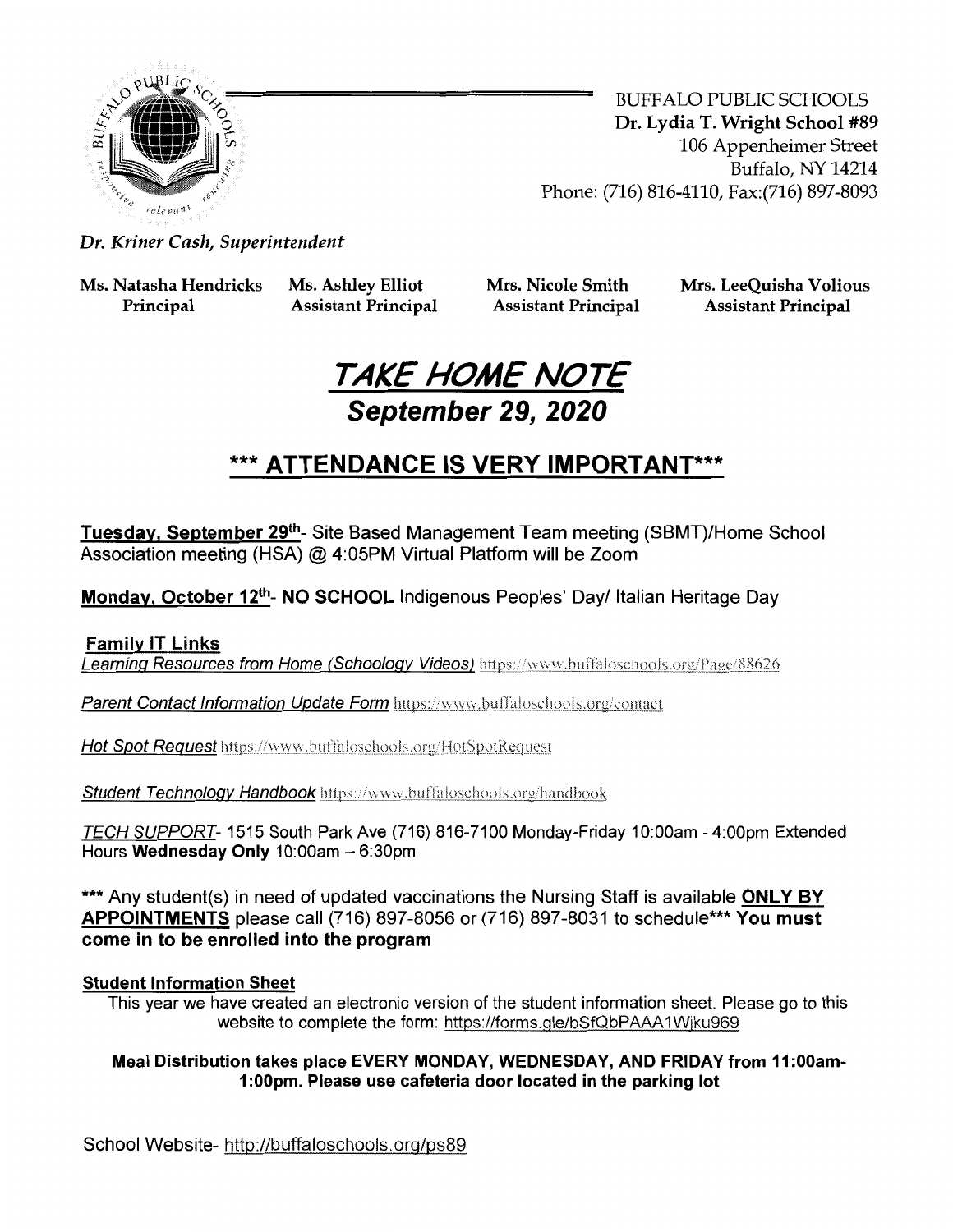BUFFALO PUBLIC SCHOOLS
**Dr. Lydia T. Wright School #89**
106 Appenheimer Street
Buffalo, NY 14214
Phone: (716) 816-4110, Fax:(716) 897-8093

*Dr. Kriner Cash, Superintendent*

| **Ms. Natasha Hendricks** | **Ms. Ashley Elliot** | **Mrs. Nicole Smith** | **Mrs. LeeQuisha Volious** |
|---|---|---|---|
| **Principal** | **Assistant Principal** | **Assistant Principal** | **Assistant Principal** |

# *TAKE HOME NOTE*

## *September 29, 2020*

## *** ATTENDANCE IS VERY IMPORTANT***

**Tuesday, September 29th**- Site Based Management Team meeting (SBMT)/Home School Association meeting (HSA) @ 4:05PM Virtual Platform will be Zoom

**Monday, October 12th**- **NO SCHOOL** Indigenous Peoples' Day/ Italian Heritage Day

**Family IT Links**

*Learning Resources from Home (Schoology Videos)* https://www.buffaloschools.org/Page/88626

*Parent Contact Information Update Form* https://www.buffaloschools.org/contact

*Hot Spot Request* https://www.buffaloschools.org/HotSpotRequest

*Student Technology Handbook* https://www.buffaloschools.org/handbook

*TECH SUPPORT*- 1515 South Park Ave (716) 816-7100 Monday-Friday 10:00am - 4:00pm Extended Hours **Wednesday Only** 10:00am – 6:30pm

*** Any student(s) in need of updated vaccinations the Nursing Staff is available **ONLY BY APPOINTMENTS** please call (716) 897-8056 or (716) 897-8031 to schedule*** **You must come in to be enrolled into the program**

**Student Information Sheet**

This year we have created an electronic version of the student information sheet. Please go to this website to complete the form: https://forms.gle/bSfQbPAAA1Wjku969

**Meal Distribution takes place EVERY MONDAY, WEDNESDAY, AND FRIDAY from 11:00am-1:00pm. Please use cafeteria door located in the parking lot**

School Website- http://buffaloschools.org/ps89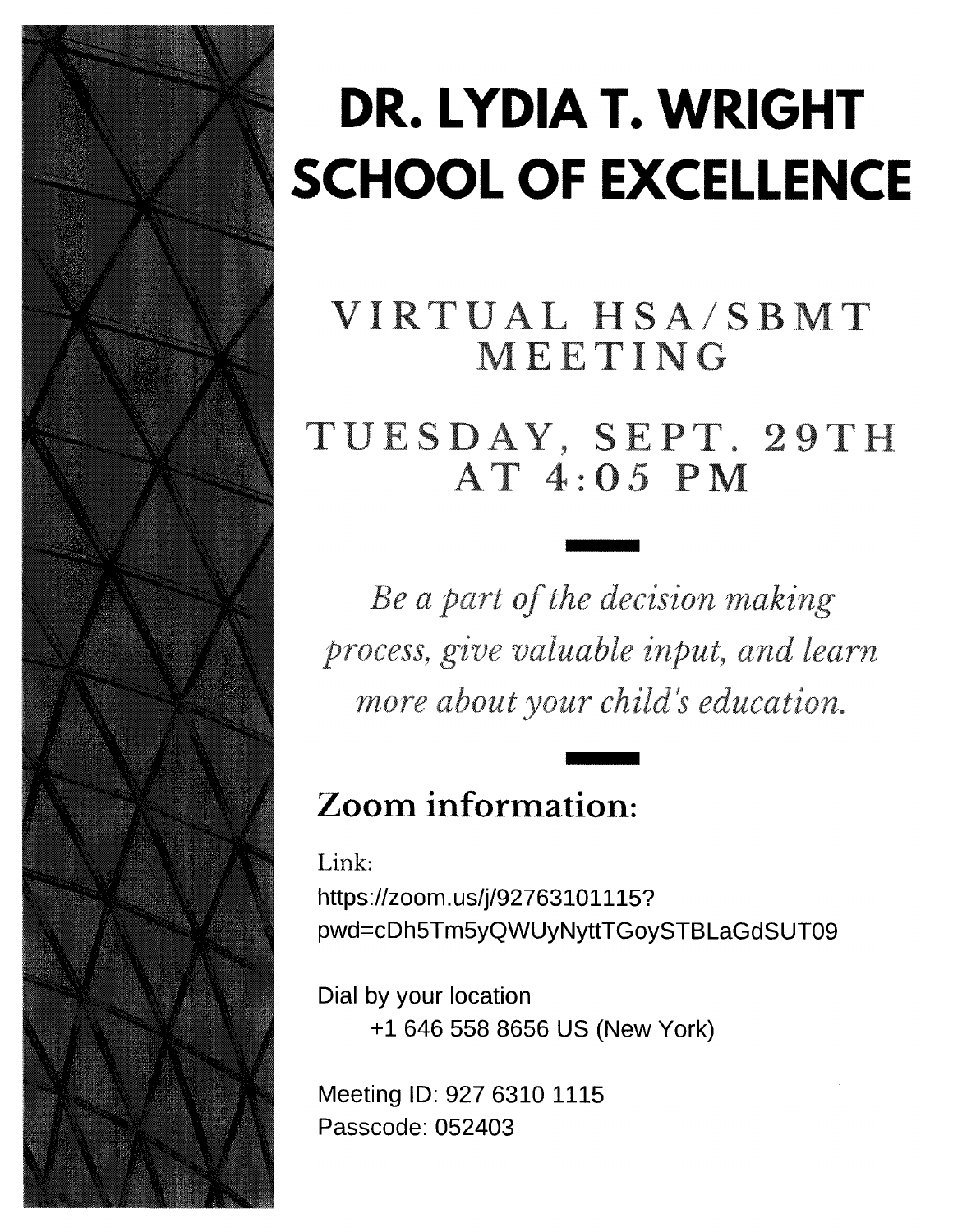# DR. LYDIA T. WRIGHT SCHOOL OF EXCELLENCE

## VIRTUAL HSA/SBMT MEETING

## TUESDAY, SEPT. 29TH AT 4:05 PM

*Be a part of the decision making process, give valuable input, and learn more about your child's education.*

### Zoom information:

Link:
https://zoom.us/j/92763101115?pwd=cDh5Tm5yQWUyNyttTGoySTBLaGdSUT09

Dial by your location
+1 646 558 8656 US (New York)

Meeting ID: 927 6310 1115
Passcode: 052403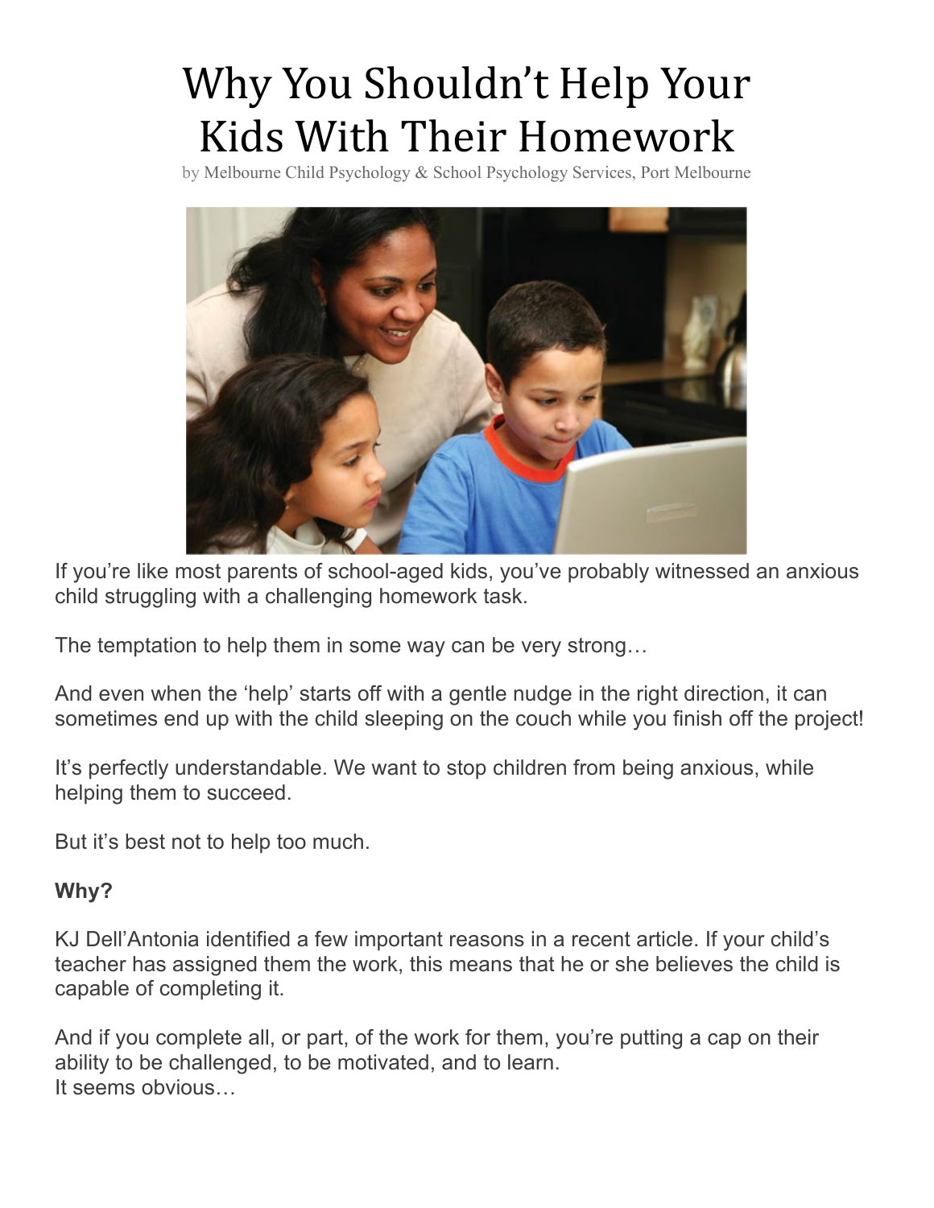# Why You Shouldn't Help Your Kids With Their Homework

by Melbourne Child Psychology & School Psychology Services, Port Melbourne

If you're like most parents of school-aged kids, you've probably witnessed an anxious child struggling with a challenging homework task.

The temptation to help them in some way can be very strong…

And even when the 'help' starts off with a gentle nudge in the right direction, it can sometimes end up with the child sleeping on the couch while you finish off the project!

It's perfectly understandable. We want to stop children from being anxious, while helping them to succeed.

But it's best not to help too much.

**Why?**

KJ Dell'Antonia identified a few important reasons in a recent article. If your child's teacher has assigned them the work, this means that he or she believes the child is capable of completing it.

And if you complete all, or part, of the work for them, you're putting a cap on their ability to be challenged, to be motivated, and to learn.
It seems obvious…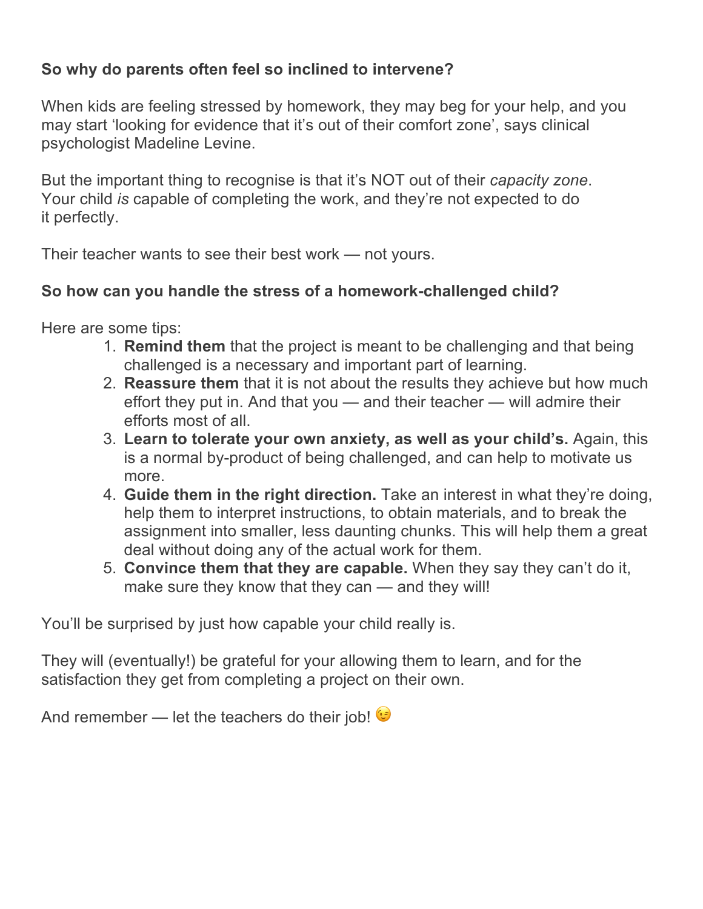**So why do parents often feel so inclined to intervene?**

When kids are feeling stressed by homework, they may beg for your help, and you may start 'looking for evidence that it's out of their comfort zone', says clinical psychologist Madeline Levine.

But the important thing to recognise is that it's NOT out of their *capacity zone*. Your child *is* capable of completing the work, and they're not expected to do it perfectly.

Their teacher wants to see their best work — not yours.

**So how can you handle the stress of a homework-challenged child?**

Here are some tips:

1. **Remind them** that the project is meant to be challenging and that being challenged is a necessary and important part of learning.
2. **Reassure them** that it is not about the results they achieve but how much effort they put in. And that you — and their teacher — will admire their efforts most of all.
3. **Learn to tolerate your own anxiety, as well as your child's.** Again, this is a normal by-product of being challenged, and can help to motivate us more.
4. **Guide them in the right direction.** Take an interest in what they're doing, help them to interpret instructions, to obtain materials, and to break the assignment into smaller, less daunting chunks. This will help them a great deal without doing any of the actual work for them.
5. **Convince them that they are capable.** When they say they can't do it, make sure they know that they can — and they will!

You'll be surprised by just how capable your child really is.

They will (eventually!) be grateful for your allowing them to learn, and for the satisfaction they get from completing a project on their own.

And remember — let the teachers do their job! 😉